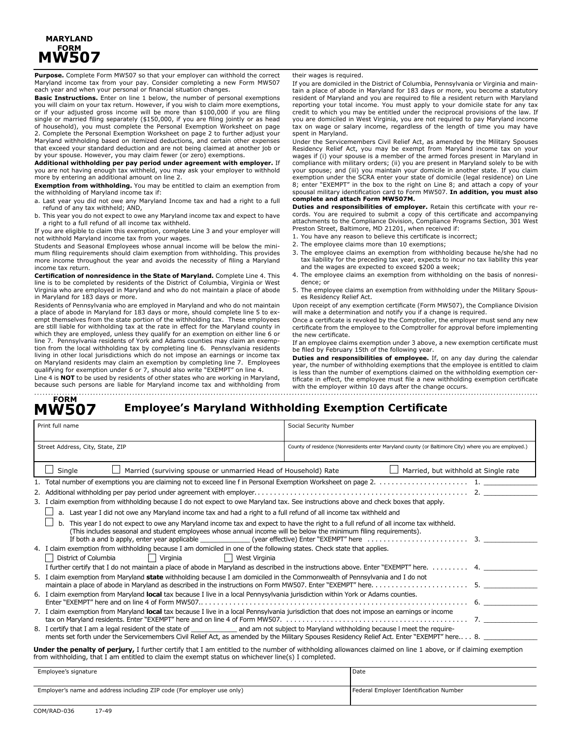# MARYLAND FORM MW507

**Purpose.** Complete Form MW507 so that your employer can withhold the correct Maryland income tax from your pay. Consider completing a new Form MW507 each year and when your personal or financial situation changes.

**Basic Instructions.** Enter on line 1 below, the number of personal exemptions you will claim on your tax return. However, if you wish to claim more exemptions, or if your adjusted gross income will be more than $100,000 if you are filing single or married filing separately ($150,000, if you are filing jointly or as head of household), you must complete the Personal Exemption Worksheet on page 2. Complete the Personal Exemption Worksheet on page 2 to further adjust your Maryland withholding based on itemized deductions, and certain other expenses that exceed your standard deduction and are not being claimed at another job or by your spouse. However, you may claim fewer (or zero) exemptions.

**Additional withholding per pay period under agreement with employer.** If you are not having enough tax withheld, you may ask your employer to withhold more by entering an additional amount on line 2.

**Exemption from withholding.** You may be entitled to claim an exemption from the withholding of Maryland income tax if:

a. Last year you did not owe any Maryland Income tax and had a right to a full refund of any tax withheld; AND,
b. This year you do not expect to owe any Maryland income tax and expect to have a right to a full refund of all income tax withheld.

If you are eligible to claim this exemption, complete Line 3 and your employer will not withhold Maryland income tax from your wages.

Students and Seasonal Employees whose annual income will be below the minimum filing requirements should claim exemption from withholding. This provides more income throughout the year and avoids the necessity of filing a Maryland income tax return.

**Certification of nonresidence in the State of Maryland.** Complete Line 4. This line is to be completed by residents of the District of Columbia, Virginia or West Virginia who are employed in Maryland and who do not maintain a place of abode in Maryland for 183 days or more.

Residents of Pennsylvania who are employed in Maryland and who do not maintain a place of abode in Maryland for 183 days or more, should complete line 5 to exempt themselves from the state portion of the withholding tax. These employees are still liable for withholding tax at the rate in effect for the Maryland county in which they are employed, unless they qualify for an exemption on either line 6 or line 7. Pennsylvania residents of York and Adams counties may claim an exemption from the local withholding tax by completing line 6. Pennsylvania residents living in other local jurisdictions which do not impose an earnings or income tax on Maryland residents may claim an exemption by completing line 7. Employees qualifying for exemption under 6 or 7, should also write "EXEMPT" on line 4.

Line 4 is **NOT** to be used by residents of other states who are working in Maryland, because such persons are liable for Maryland income tax and withholding from their wages is required.

If you are domiciled in the District of Columbia, Pennsylvania or Virginia and maintain a place of abode in Maryland for 183 days or more, you become a statutory resident of Maryland and you are required to file a resident return with Maryland reporting your total income. You must apply to your domicile state for any tax credit to which you may be entitled under the reciprocal provisions of the law. If you are domiciled in West Virginia, you are not required to pay Maryland income tax on wage or salary income, regardless of the length of time you may have spent in Maryland.

Under the Servicemembers Civil Relief Act, as amended by the Military Spouses Residency Relief Act, you may be exempt from Maryland income tax on your wages if (i) your spouse is a member of the armed forces present in Maryland in compliance with military orders; (ii) you are present in Maryland solely to be with your spouse; and (iii) you maintain your domicile in another state. If you claim exemption under the SCRA enter your state of domicile (legal residence) on Line 8; enter "EXEMPT" in the box to the right on Line 8; and attach a copy of your spousal military identification card to Form MW507. **In addition, you must also complete and attach Form MW507M.**

**Duties and responsibilities of employer.** Retain this certificate with your records. You are required to submit a copy of this certificate and accompanying attachments to the Compliance Division, Compliance Programs Section, 301 West Preston Street, Baltimore, MD 21201, when received if:

1. You have any reason to believe this certificate is incorrect;
2. The employee claims more than 10 exemptions;
3. The employee claims an exemption from withholding because he/she had no tax liability for the preceding tax year, expects to incur no tax liability this year and the wages are expected to exceed $200 a week;
4. The employee claims an exemption from withholding on the basis of nonresidence; or
5. The employee claims an exemption from withholding under the Military Spouses Residency Relief Act.

Upon receipt of any exemption certificate (Form MW507), the Compliance Division will make a determination and notify you if a change is required.

Once a certificate is revoked by the Comptroller, the employer must send any new certificate from the employee to the Comptroller for approval before implementing the new certificate.

If an employee claims exemption under 3 above, a new exemption certificate must be filed by February 15th of the following year.

**Duties and responsibilities of employee.** If, on any day during the calendar year, the number of withholding exemptions that the employee is entitled to claim is less than the number of exemptions claimed on the withholding exemption certificate in effect, the employee must file a new withholding exemption certificate with the employer within 10 days after the change occurs.

---

## FORM MW507 Employee's Maryland Withholding Exemption Certificate

| Print full name | Social Security Number |
|---|---|
| Street Address, City, State, ZIP | County of residence (Nonresidents enter Maryland county (or Baltimore City) where you are employed.) |

☐ Single ☐ Married (surviving spouse or unmarried Head of Household) Rate ☐ Married, but withhold at Single rate

1. Total number of exemptions you are claiming not to exceed line f in Personal Exemption Worksheet on page 2. . . . . . . . . . . . . . . . . . . . . . 1. ____________
2. Additional withholding per pay period under agreement with employer. . . . . . . . . . . . . . . . . . . . . . . . . . . . . . . . . . . . . . . . . . . . . . . 2. ____________
3. I claim exemption from withholding because I do not expect to owe Maryland tax. See instructions above and check boxes that apply.
   - ☐ a. Last year I did not owe any Maryland income tax and had a right to a full refund of all income tax withheld and
   - ☐ b. This year I do not expect to owe any Maryland income tax and expect to have the right to a full refund of all income tax withheld. (This includes seasonal and student employees whose annual income will be below the minimum filing requirements). If both a and b apply, enter year applicable ____________ (year effective) Enter "EXEMPT" here . . . . . . . . . . . . . . . . . . . . . . . . 3. ____________
4. I claim exemption from withholding because I am domiciled in one of the following states. Check state that applies.
   ☐ District of Columbia ☐ Virginia ☐ West Virginia
   I further certify that I do not maintain a place of abode in Maryland as described in the instructions above. Enter "EXEMPT" here. . . . . . . . . 4. ____________
5. I claim exemption from Maryland **state** withholding because I am domiciled in the Commonwealth of Pennsylvania and I do not maintain a place of abode in Maryland as described in the instructions on Form MW507. Enter "EXEMPT" here. . . . . . . . . . . . . . . . . . . . . . . . 5. ____________
6. I claim exemption from Maryland **local** tax because I live in a local Pennsylvania jurisdiction within York or Adams counties. Enter "EXEMPT" here and on line 4 of Form MW507.. . . . . . . . . . . . . . . . . . . . . . . . . . . . . . . . . . . . . . . . . . . . . . . . . . . . . . . . . . 6. ____________
7. I claim exemption from Maryland **local** tax because I live in a local Pennsylvania jurisdiction that does not impose an earnings or income tax on Maryland residents. Enter "EXEMPT" here and on line 4 of Form MW507. . . . . . . . . . . . . . . . . . . . . . . . . . . . . . . . . . . . . . . . . . . . . 7. ____________
8. I certify that I am a legal resident of the state of ____________ and am not subject to Maryland withholding because I meet the requirements set forth under the Servicemembers Civil Relief Act, as amended by the Military Spouses Residency Relief Act. Enter "EXEMPT" here.. . . 8. ____________

**Under the penalty of perjury,** I further certify that I am entitled to the number of withholding allowances claimed on line 1 above, or if claiming exemption from withholding, that I am entitled to claim the exempt status on whichever line(s) I completed.

| Employee's signature | Date |
|---|---|
| Employer's name and address including ZIP code (For employer use only) | Federal Employer Identification Number |

COM/RAD-036 17-49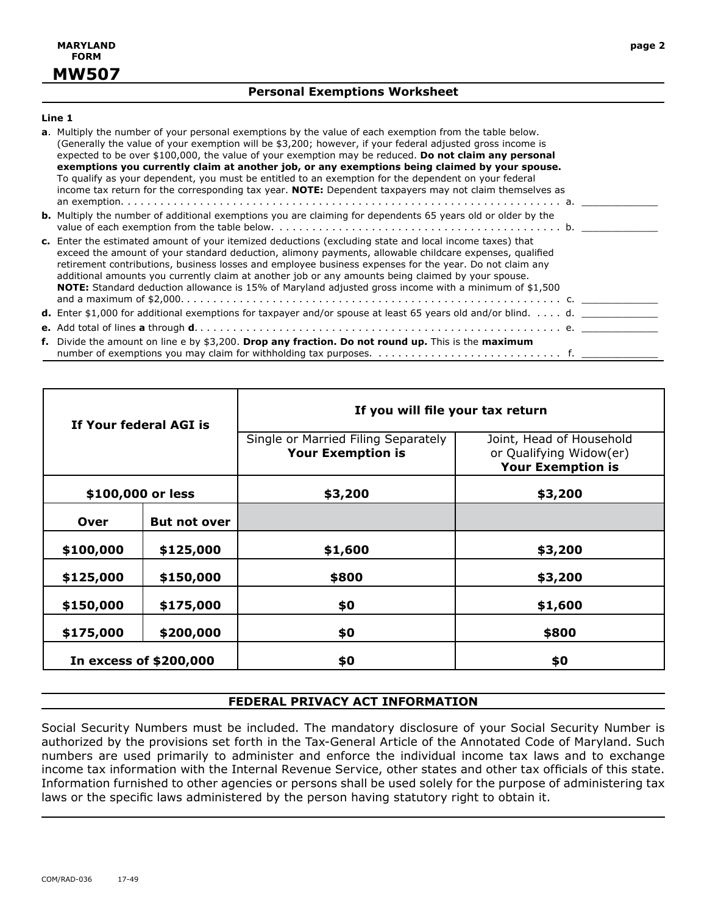**MARYLAND FORM**

# MW507

## Personal Exemptions Worksheet

**Line 1**

**a**. Multiply the number of your personal exemptions by the value of each exemption from the table below. (Generally the value of your exemption will be $3,200; however, if your federal adjusted gross income is expected to be over $100,000, the value of your exemption may be reduced. **Do not claim any personal exemptions you currently claim at another job, or any exemptions being claimed by your spouse.** To qualify as your dependent, you must be entitled to an exemption for the dependent on your federal income tax return for the corresponding tax year. **NOTE:** Dependent taxpayers may not claim themselves as an exemption. . . . . . . . . . . . . . . . . . . . . . . . . . . . . . . . . . . . . . . . . . . . . . . . . . . . . . . . . . . . . . . . . . . a. ____________

**b.** Multiply the number of additional exemptions you are claiming for dependents 65 years old or older by the value of each exemption from the table below. . . . . . . . . . . . . . . . . . . . . . . . . . . . . . . . . . . . . . . . . . . b. ____________

**c.** Enter the estimated amount of your itemized deductions (excluding state and local income taxes) that exceed the amount of your standard deduction, alimony payments, allowable childcare expenses, qualified retirement contributions, business losses and employee business expenses for the year. Do not claim any additional amounts you currently claim at another job or any amounts being claimed by your spouse. **NOTE:** Standard deduction allowance is 15% of Maryland adjusted gross income with a minimum of $1,500 and a maximum of $2,000. . . . . . . . . . . . . . . . . . . . . . . . . . . . . . . . . . . . . . . . . . . . . . . . . . . . . . . . . . . . c. ____________

**d.** Enter $1,000 for additional exemptions for taxpayer and/or spouse at least 65 years old and/or blind. . . . . d. ____________

**e.** Add total of lines **a** through **d**. . . . . . . . . . . . . . . . . . . . . . . . . . . . . . . . . . . . . . . . . . . . . . . . . . . . . . . e. ____________

**f.** Divide the amount on line e by $3,200. **Drop any fraction. Do not round up.** This is the **maximum** number of exemptions you may claim for withholding tax purposes. . . . . . . . . . . . . . . . . . . . . . . . . . . . . f. ____________

| If Your federal AGI is | | If you will file your tax return | |
|---|---|---|---|
| | | Single or Married Filing Separately **Your Exemption is** | Joint, Head of Household or Qualifying Widow(er) **Your Exemption is** |
| **$100,000 or less** | | **$3,200** | **$3,200** |
| **Over** | **But not over** | | |
| **$100,000** | **$125,000** | **$1,600** | **$3,200** |
| **$125,000** | **$150,000** | **$800** | **$3,200** |
| **$150,000** | **$175,000** | **$0** | **$1,600** |
| **$175,000** | **$200,000** | **$0** | **$800** |
| **In excess of $200,000** | | **$0** | **$0** |

## FEDERAL PRIVACY ACT INFORMATION

Social Security Numbers must be included. The mandatory disclosure of your Social Security Number is authorized by the provisions set forth in the Tax-General Article of the Annotated Code of Maryland. Such numbers are used primarily to administer and enforce the individual income tax laws and to exchange income tax information with the Internal Revenue Service, other states and other tax officials of this state. Information furnished to other agencies or persons shall be used solely for the purpose of administering tax laws or the specific laws administered by the person having statutory right to obtain it.

COM/RAD-036 17-49